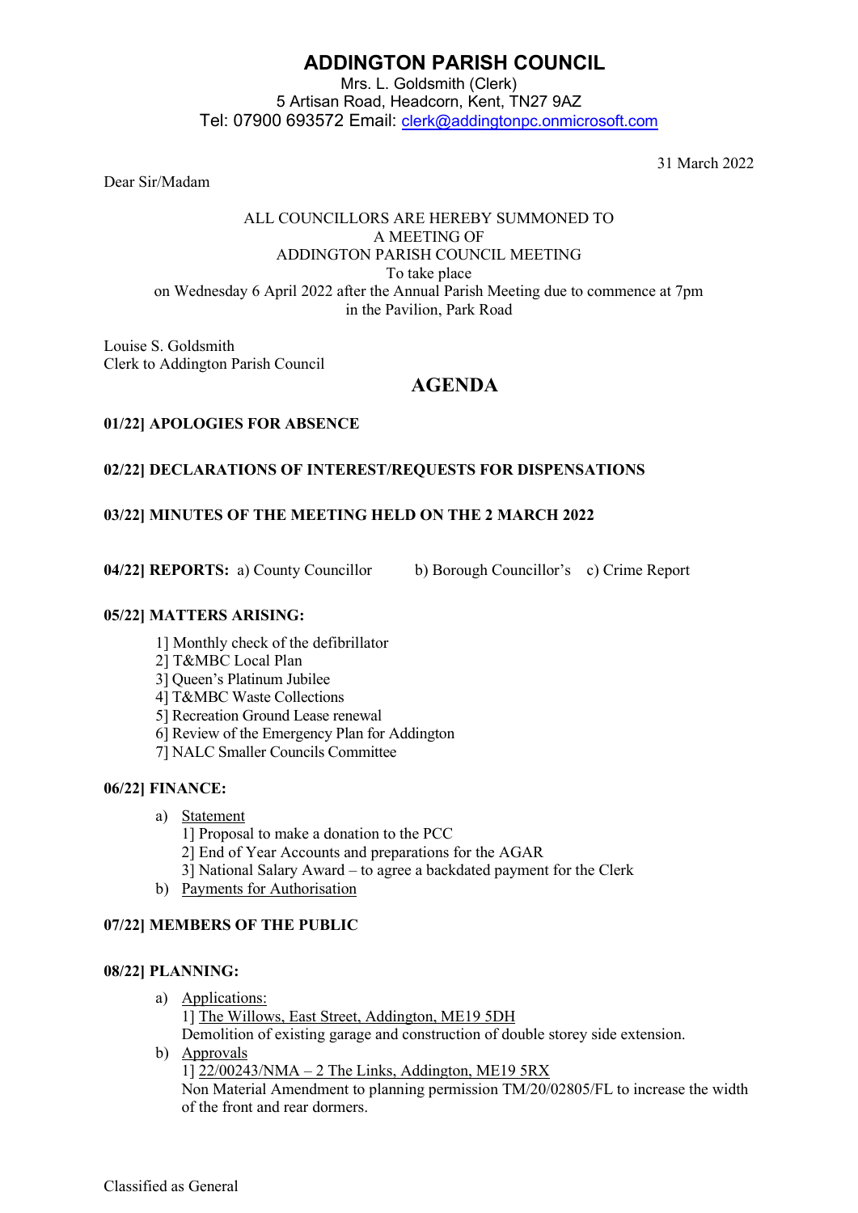# ADDINGTON PARISH COUNCIL

Mrs. L. Goldsmith (Clerk)
5 Artisan Road, Headcorn, Kent, TN27 9AZ
Tel: 07900 693572 Email: clerk@addingtonpc.onmicrosoft.com

31 March 2022

Dear Sir/Madam

ALL COUNCILLORS ARE HEREBY SUMMONED TO
A MEETING OF
ADDINGTON PARISH COUNCIL MEETING
To take place
on Wednesday 6 April 2022 after the Annual Parish Meeting due to commence at 7pm
in the Pavilion, Park Road

Louise S. Goldsmith
Clerk to Addington Parish Council

## AGENDA

**01/22] APOLOGIES FOR ABSENCE**

**02/22] DECLARATIONS OF INTEREST/REQUESTS FOR DISPENSATIONS**

**03/22] MINUTES OF THE MEETING HELD ON THE 2 MARCH 2022**

**04/22] REPORTS:** a) County Councillor b) Borough Councillor's c) Crime Report

**05/22] MATTERS ARISING:**

1] Monthly check of the defibrillator
2] T&MBC Local Plan
3] Queen's Platinum Jubilee
4] T&MBC Waste Collections
5] Recreation Ground Lease renewal
6] Review of the Emergency Plan for Addington
7] NALC Smaller Councils Committee

**06/22] FINANCE:**

a) Statement
   1] Proposal to make a donation to the PCC
   2] End of Year Accounts and preparations for the AGAR
   3] National Salary Award – to agree a backdated payment for the Clerk
b) Payments for Authorisation

**07/22] MEMBERS OF THE PUBLIC**

**08/22] PLANNING:**

a) Applications:
   1] The Willows, East Street, Addington, ME19 5DH
   Demolition of existing garage and construction of double storey side extension.
b) Approvals
   1] 22/00243/NMA – 2 The Links, Addington, ME19 5RX
   Non Material Amendment to planning permission TM/20/02805/FL to increase the width of the front and rear dormers.

Classified as General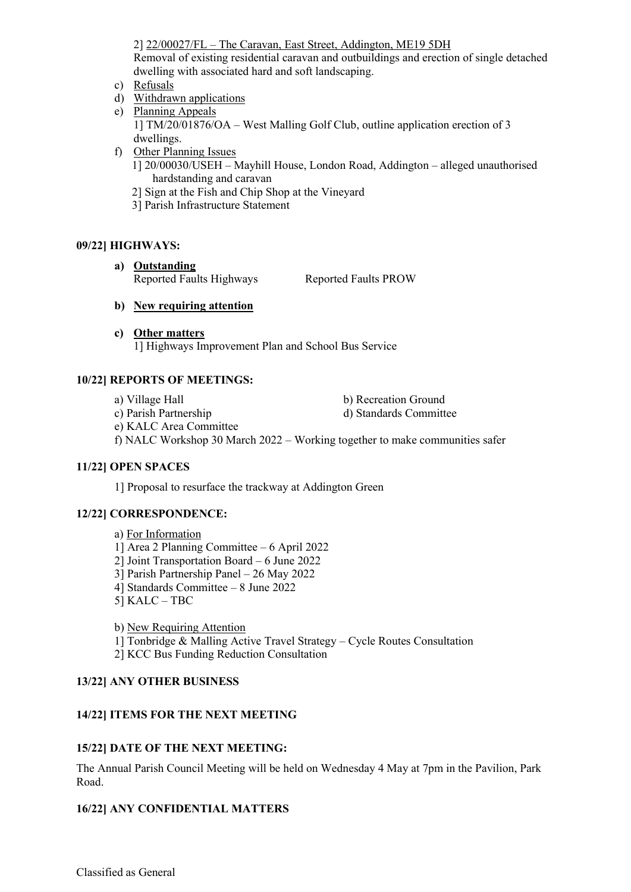2] 22/00027/FL – The Caravan, East Street, Addington, ME19 5DH
Removal of existing residential caravan and outbuildings and erection of single detached dwelling with associated hard and soft landscaping.

c) Refusals
d) Withdrawn applications
e) Planning Appeals
1] TM/20/01876/OA – West Malling Golf Club, outline application erection of 3 dwellings.
f) Other Planning Issues
1] 20/00030/USEH – Mayhill House, London Road, Addington – alleged unauthorised hardstanding and caravan
2] Sign at the Fish and Chip Shop at the Vineyard
3] Parish Infrastructure Statement

**09/22] HIGHWAYS:**

**a) Outstanding**
Reported Faults Highways		Reported Faults PROW

**b) New requiring attention**

**c) Other matters**
1] Highways Improvement Plan and School Bus Service

**10/22] REPORTS OF MEETINGS:**

a) Village Hall
b) Recreation Ground
c) Parish Partnership
d) Standards Committee
e) KALC Area Committee
f) NALC Workshop 30 March 2022 – Working together to make communities safer

**11/22] OPEN SPACES**

1] Proposal to resurface the trackway at Addington Green

**12/22] CORRESPONDENCE:**

a) For Information
1] Area 2 Planning Committee – 6 April 2022
2] Joint Transportation Board – 6 June 2022
3] Parish Partnership Panel – 26 May 2022
4] Standards Committee – 8 June 2022
5] KALC – TBC

b) New Requiring Attention
1] Tonbridge & Malling Active Travel Strategy – Cycle Routes Consultation
2] KCC Bus Funding Reduction Consultation

**13/22] ANY OTHER BUSINESS**

**14/22] ITEMS FOR THE NEXT MEETING**

**15/22] DATE OF THE NEXT MEETING:**

The Annual Parish Council Meeting will be held on Wednesday 4 May at 7pm in the Pavilion, Park Road.

**16/22] ANY CONFIDENTIAL MATTERS**

Classified as General